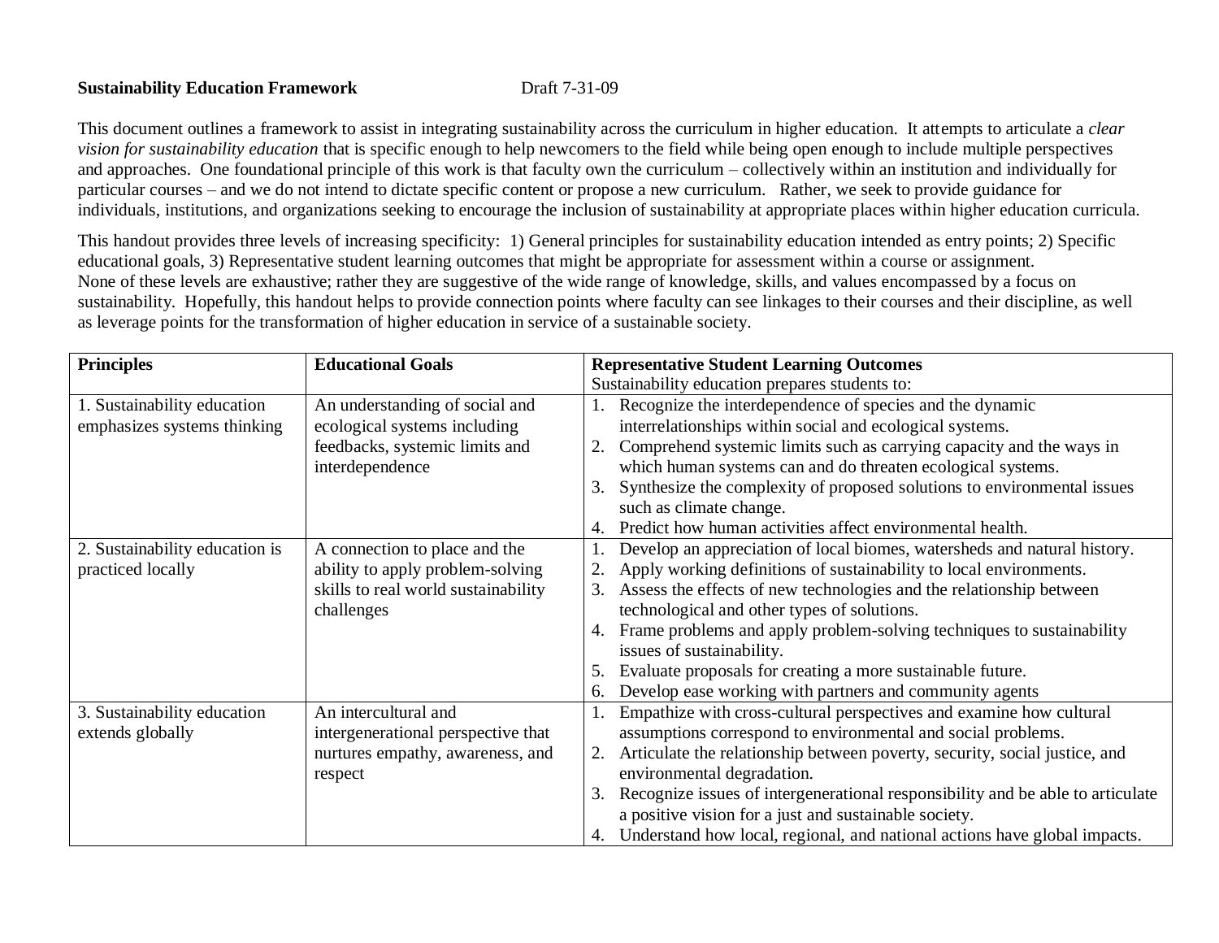**Sustainability Education Framework** Draft 7-31-09

This document outlines a framework to assist in integrating sustainability across the curriculum in higher education. It attempts to articulate a *clear vision for sustainability education* that is specific enough to help newcomers to the field while being open enough to include multiple perspectives and approaches. One foundational principle of this work is that faculty own the curriculum – collectively within an institution and individually for particular courses – and we do not intend to dictate specific content or propose a new curriculum. Rather, we seek to provide guidance for individuals, institutions, and organizations seeking to encourage the inclusion of sustainability at appropriate places within higher education curricula.

This handout provides three levels of increasing specificity: 1) General principles for sustainability education intended as entry points; 2) Specific educational goals, 3) Representative student learning outcomes that might be appropriate for assessment within a course or assignment. None of these levels are exhaustive; rather they are suggestive of the wide range of knowledge, skills, and values encompassed by a focus on sustainability. Hopefully, this handout helps to provide connection points where faculty can see linkages to their courses and their discipline, as well as leverage points for the transformation of higher education in service of a sustainable society.

| **Principles** | **Educational Goals** | **Representative Student Learning Outcomes**<br>Sustainability education prepares students to: |
|---|---|---|
| 1. Sustainability education emphasizes systems thinking | An understanding of social and ecological systems including feedbacks, systemic limits and interdependence | 1. Recognize the interdependence of species and the dynamic interrelationships within social and ecological systems.<br>2. Comprehend systemic limits such as carrying capacity and the ways in which human systems can and do threaten ecological systems.<br>3. Synthesize the complexity of proposed solutions to environmental issues such as climate change.<br>4. Predict how human activities affect environmental health. |
| 2. Sustainability education is practiced locally | A connection to place and the ability to apply problem-solving skills to real world sustainability challenges | 1. Develop an appreciation of local biomes, watersheds and natural history.<br>2. Apply working definitions of sustainability to local environments.<br>3. Assess the effects of new technologies and the relationship between technological and other types of solutions.<br>4. Frame problems and apply problem-solving techniques to sustainability issues of sustainability.<br>5. Evaluate proposals for creating a more sustainable future.<br>6. Develop ease working with partners and community agents |
| 3. Sustainability education extends globally | An intercultural and intergenerational perspective that nurtures empathy, awareness, and respect | 1. Empathize with cross-cultural perspectives and examine how cultural assumptions correspond to environmental and social problems.<br>2. Articulate the relationship between poverty, security, social justice, and environmental degradation.<br>3. Recognize issues of intergenerational responsibility and be able to articulate a positive vision for a just and sustainable society.<br>4. Understand how local, regional, and national actions have global impacts. |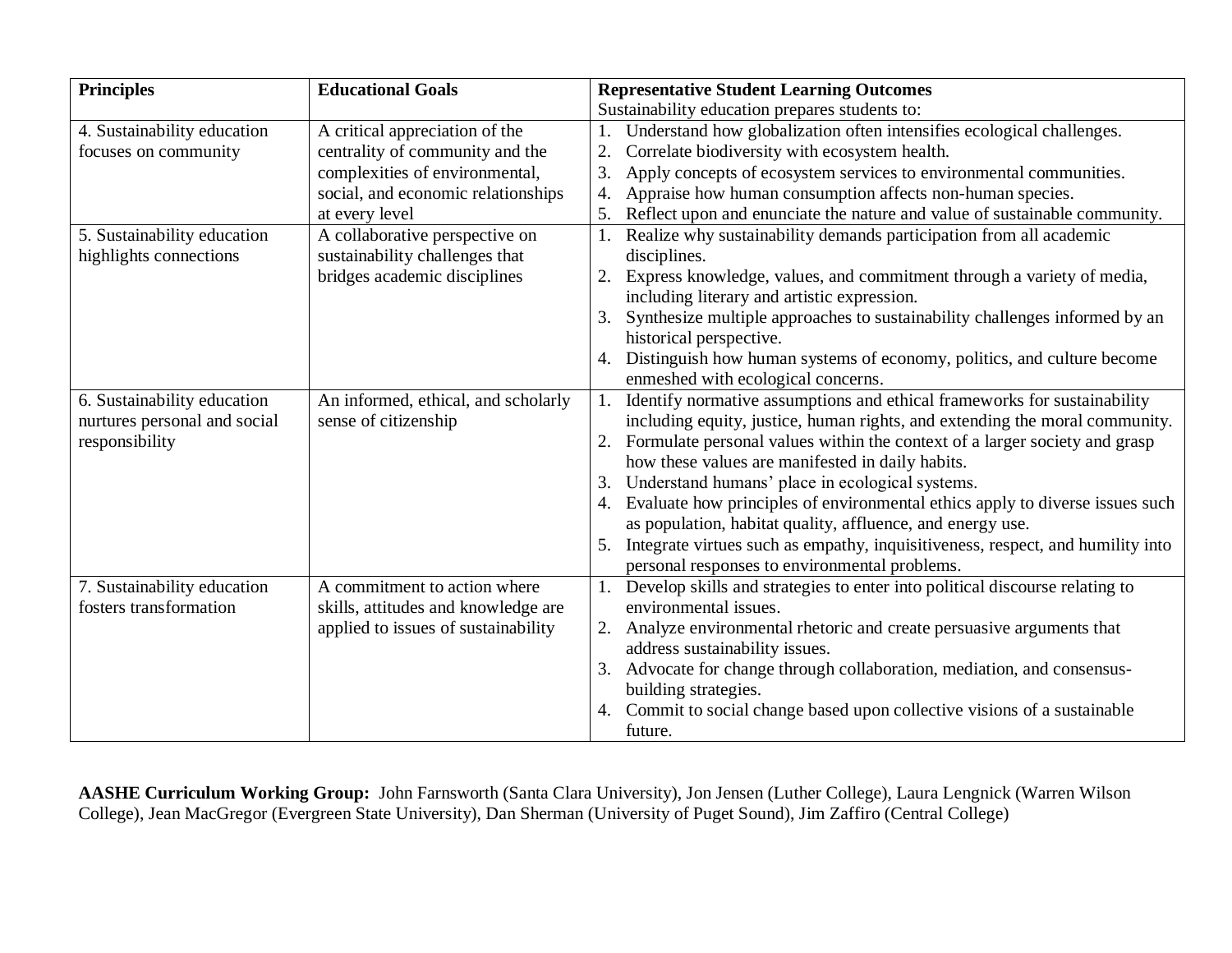| Principles | Educational Goals | Representative Student Learning Outcomes Sustainability education prepares students to: |
|---|---|---|
| 4. Sustainability education focuses on community | A critical appreciation of the centrality of community and the complexities of environmental, social, and economic relationships at every level | 1. Understand how globalization often intensifies ecological challenges.<br>2. Correlate biodiversity with ecosystem health.<br>3. Apply concepts of ecosystem services to environmental communities.<br>4. Appraise how human consumption affects non-human species.<br>5. Reflect upon and enunciate the nature and value of sustainable community. |
| 5. Sustainability education highlights connections | A collaborative perspective on sustainability challenges that bridges academic disciplines | 1. Realize why sustainability demands participation from all academic disciplines.<br>2. Express knowledge, values, and commitment through a variety of media, including literary and artistic expression.<br>3. Synthesize multiple approaches to sustainability challenges informed by an historical perspective.<br>4. Distinguish how human systems of economy, politics, and culture become enmeshed with ecological concerns. |
| 6. Sustainability education nurtures personal and social responsibility | An informed, ethical, and scholarly sense of citizenship | 1. Identify normative assumptions and ethical frameworks for sustainability including equity, justice, human rights, and extending the moral community.<br>2. Formulate personal values within the context of a larger society and grasp how these values are manifested in daily habits.<br>3. Understand humans' place in ecological systems.<br>4. Evaluate how principles of environmental ethics apply to diverse issues such as population, habitat quality, affluence, and energy use.<br>5. Integrate virtues such as empathy, inquisitiveness, respect, and humility into personal responses to environmental problems. |
| 7. Sustainability education fosters transformation | A commitment to action where skills, attitudes and knowledge are applied to issues of sustainability | 1. Develop skills and strategies to enter into political discourse relating to environmental issues.<br>2. Analyze environmental rhetoric and create persuasive arguments that address sustainability issues.<br>3. Advocate for change through collaboration, mediation, and consensus-building strategies.<br>4. Commit to social change based upon collective visions of a sustainable future. |

**AASHE Curriculum Working Group:** John Farnsworth (Santa Clara University), Jon Jensen (Luther College), Laura Lengnick (Warren Wilson College), Jean MacGregor (Evergreen State University), Dan Sherman (University of Puget Sound), Jim Zaffiro (Central College)